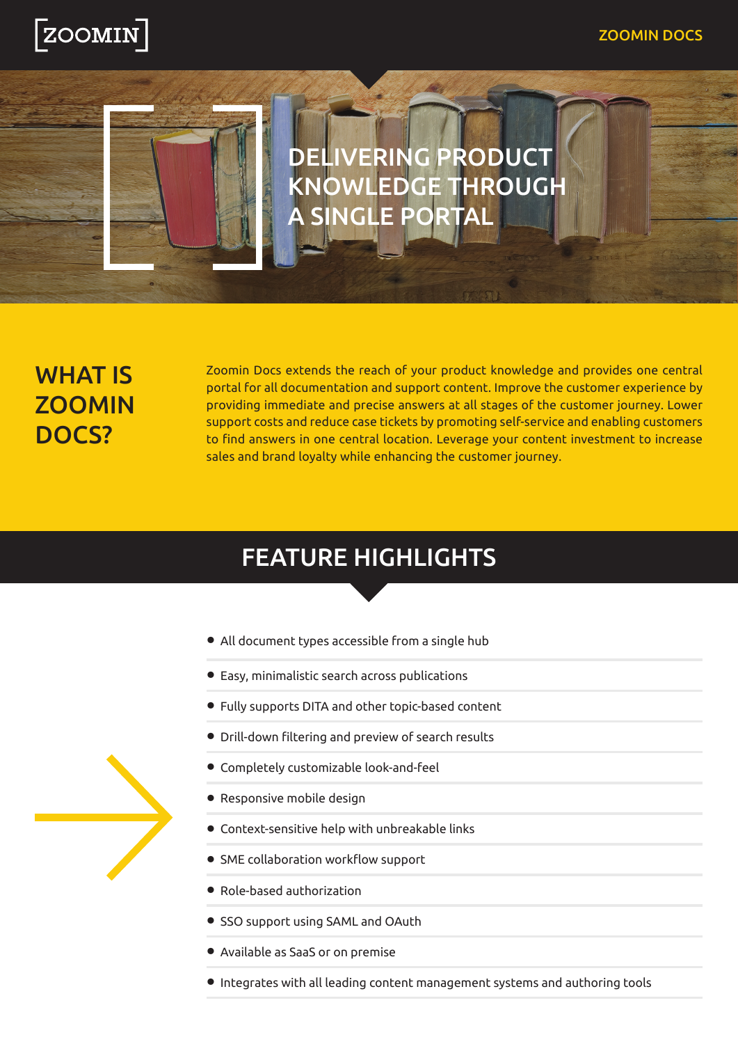[ZOOMIN]

ZOOMIN DOCS

# DELIVERING PRODUCT KNOWLEDGE THROUGH A SINGLE PORTAL

## WHAT IS ZOOMIN DOCS?

Zoomin Docs extends the reach of your product knowledge and provides one central portal for all documentation and support content. Improve the customer experience by providing immediate and precise answers at all stages of the customer journey. Lower support costs and reduce case tickets by promoting self-service and enabling customers to find answers in one central location. Leverage your content investment to increase sales and brand loyalty while enhancing the customer journey.

## FEATURE HIGHLIGHTS

- All document types accessible from a single hub
- Easy, minimalistic search across publications
- Fully supports DITA and other topic-based content
- Drill-down filtering and preview of search results
- Completely customizable look-and-feel
- Responsive mobile design
- Context-sensitive help with unbreakable links
- SME collaboration workflow support
- Role-based authorization
- SSO support using SAML and OAuth
- Available as SaaS or on premise
- Integrates with all leading content management systems and authoring tools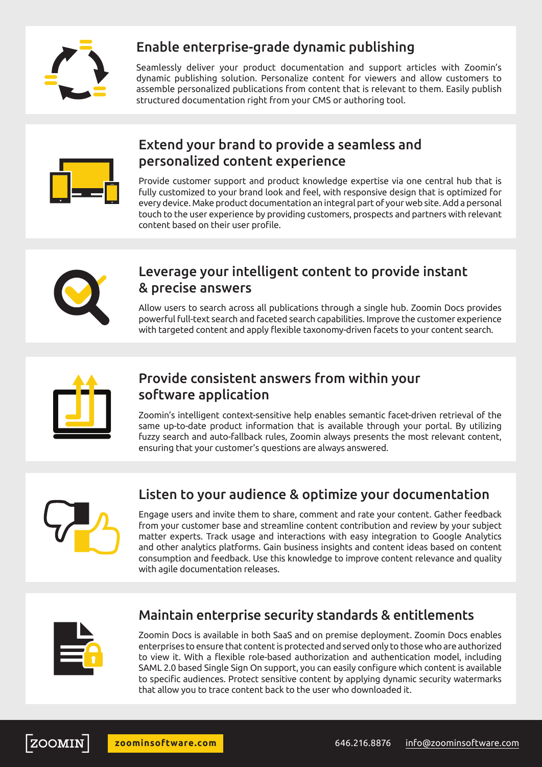## Enable enterprise-grade dynamic publishing

Seamlessly deliver your product documentation and support articles with Zoomin's dynamic publishing solution. Personalize content for viewers and allow customers to assemble personalized publications from content that is relevant to them. Easily publish structured documentation right from your CMS or authoring tool.

## Extend your brand to provide a seamless and personalized content experience

Provide customer support and product knowledge expertise via one central hub that is fully customized to your brand look and feel, with responsive design that is optimized for every device. Make product documentation an integral part of your web site. Add a personal touch to the user experience by providing customers, prospects and partners with relevant content based on their user profile.

## Leverage your intelligent content to provide instant & precise answers

Allow users to search across all publications through a single hub. Zoomin Docs provides powerful full-text search and faceted search capabilities. Improve the customer experience with targeted content and apply flexible taxonomy-driven facets to your content search.

## Provide consistent answers from within your software application

Zoomin's intelligent context-sensitive help enables semantic facet-driven retrieval of the same up-to-date product information that is available through your portal. By utilizing fuzzy search and auto-fallback rules, Zoomin always presents the most relevant content, ensuring that your customer's questions are always answered.

## Listen to your audience & optimize your documentation

Engage users and invite them to share, comment and rate your content. Gather feedback from your customer base and streamline content contribution and review by your subject matter experts. Track usage and interactions with easy integration to Google Analytics and other analytics platforms. Gain business insights and content ideas based on content consumption and feedback. Use this knowledge to improve content relevance and quality with agile documentation releases.

## Maintain enterprise security standards & entitlements

Zoomin Docs is available in both SaaS and on premise deployment. Zoomin Docs enables enterprises to ensure that content is protected and served only to those who are authorized to view it. With a flexible role-based authorization and authentication model, including SAML 2.0 based Single Sign On support, you can easily configure which content is available to specific audiences. Protect sensitive content by applying dynamic security watermarks that allow you to trace content back to the user who downloaded it.

ZOOMIN

zoominsoftware.com

646.216.8876

info@zoominsoftware.com